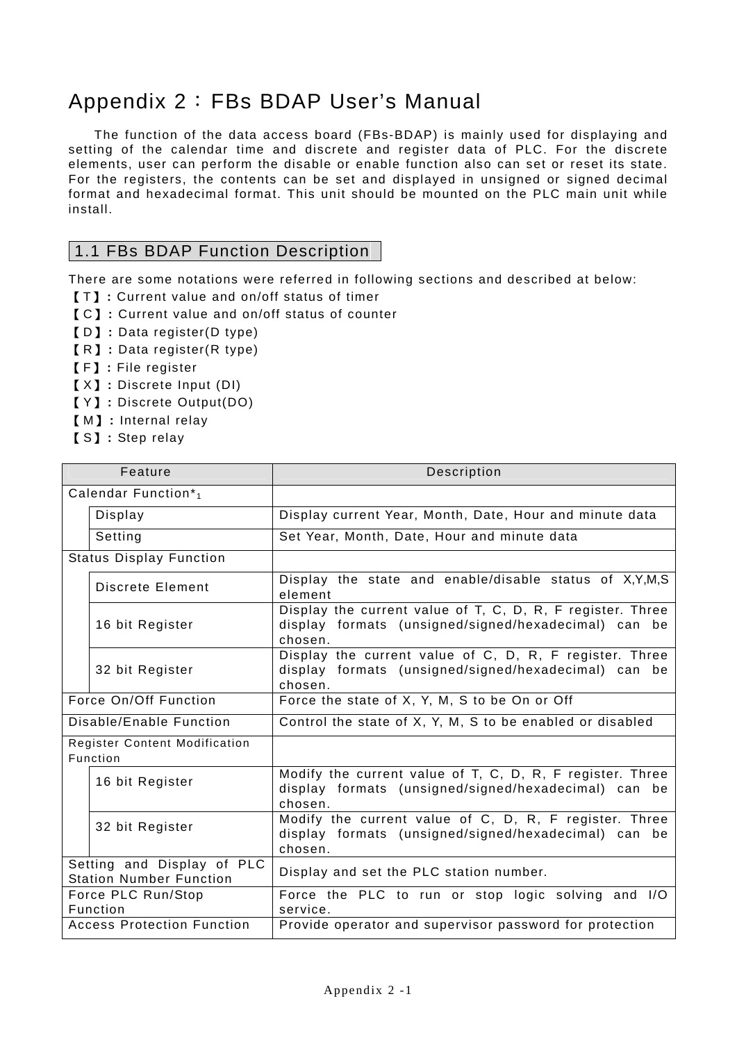# Appendix 2：FBs BDAP User's Manual

The function of the data access board (FBs-BDAP) is mainly used for displaying and setting of the calendar time and discrete and register data of PLC. For the discrete elements, user can perform the disable or enable function also can set or reset its state. For the registers, the contents can be set and displayed in unsigned or signed decimal format and hexadecimal format. This unit should be mounted on the PLC main unit while install.

## 1.1 FBs BDAP Function Description

There are some notations were referred in following sections and described at below:

【T】: Current value and on/off status of timer
【C】: Current value and on/off status of counter
【D】: Data register(D type)
【R】: Data register(R type)
【F】: File register
【X】: Discrete Input (DI)
【Y】: Discrete Output(DO)
【M】: Internal relay
【S】: Step relay

| Feature | | Description |
|---|---|---|
| Calendar Function*1 | | |
| | Display | Display current Year, Month, Date, Hour and minute data |
| | Setting | Set Year, Month, Date, Hour and minute data |
| Status Display Function | | |
| | Discrete Element | Display the state and enable/disable status of X,Y,M,S element |
| | 16 bit Register | Display the current value of T, C, D, R, F register. Three display formats (unsigned/signed/hexadecimal) can be chosen. |
| | 32 bit Register | Display the current value of C, D, R, F register. Three display formats (unsigned/signed/hexadecimal) can be chosen. |
| Force On/Off Function | | Force the state of X, Y, M, S to be On or Off |
| Disable/Enable Function | | Control the state of X, Y, M, S to be enabled or disabled |
| Register Content Modification Function | | |
| | 16 bit Register | Modify the current value of T, C, D, R, F register. Three display formats (unsigned/signed/hexadecimal) can be chosen. |
| | 32 bit Register | Modify the current value of C, D, R, F register. Three display formats (unsigned/signed/hexadecimal) can be chosen. |
| Setting and Display of PLC Station Number Function | | Display and set the PLC station number. |
| Force PLC Run/Stop Function | | Force the PLC to run or stop logic solving and I/O service. |
| Access Protection Function | | Provide operator and supervisor password for protection |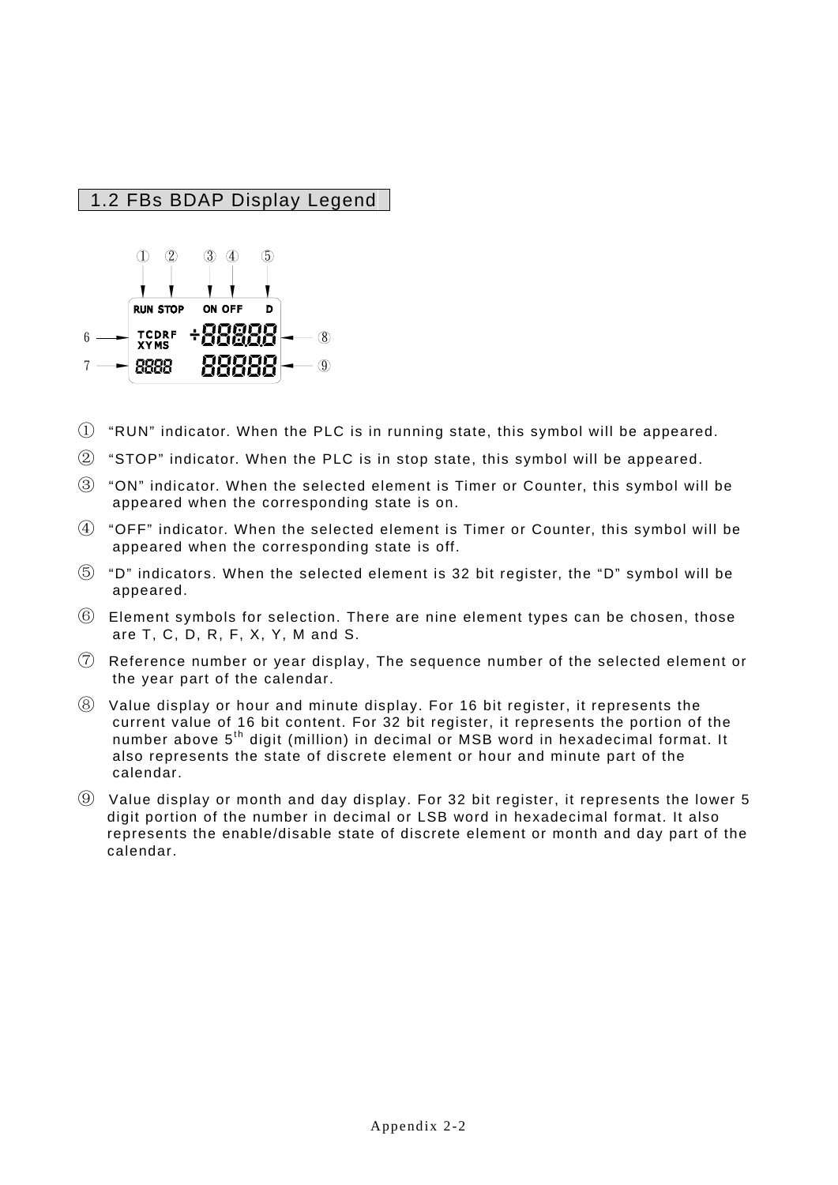## 1.2 FBs BDAP Display Legend

① "RUN" indicator. When the PLC is in running state, this symbol will be appeared.

② "STOP" indicator. When the PLC is in stop state, this symbol will be appeared.

③ "ON" indicator. When the selected element is Timer or Counter, this symbol will be appeared when the corresponding state is on.

④ "OFF" indicator. When the selected element is Timer or Counter, this symbol will be appeared when the corresponding state is off.

⑤ "D" indicators. When the selected element is 32 bit register, the "D" symbol will be appeared.

⑥ Element symbols for selection. There are nine element types can be chosen, those are T, C, D, R, F, X, Y, M and S.

⑦ Reference number or year display, The sequence number of the selected element or the year part of the calendar.

⑧ Value display or hour and minute display. For 16 bit register, it represents the current value of 16 bit content. For 32 bit register, it represents the portion of the number above 5$^{th}$ digit (million) in decimal or MSB word in hexadecimal format. It also represents the state of discrete element or hour and minute part of the calendar.

⑨ Value display or month and day display. For 32 bit register, it represents the lower 5 digit portion of the number in decimal or LSB word in hexadecimal format. It also represents the enable/disable state of discrete element or month and day part of the calendar.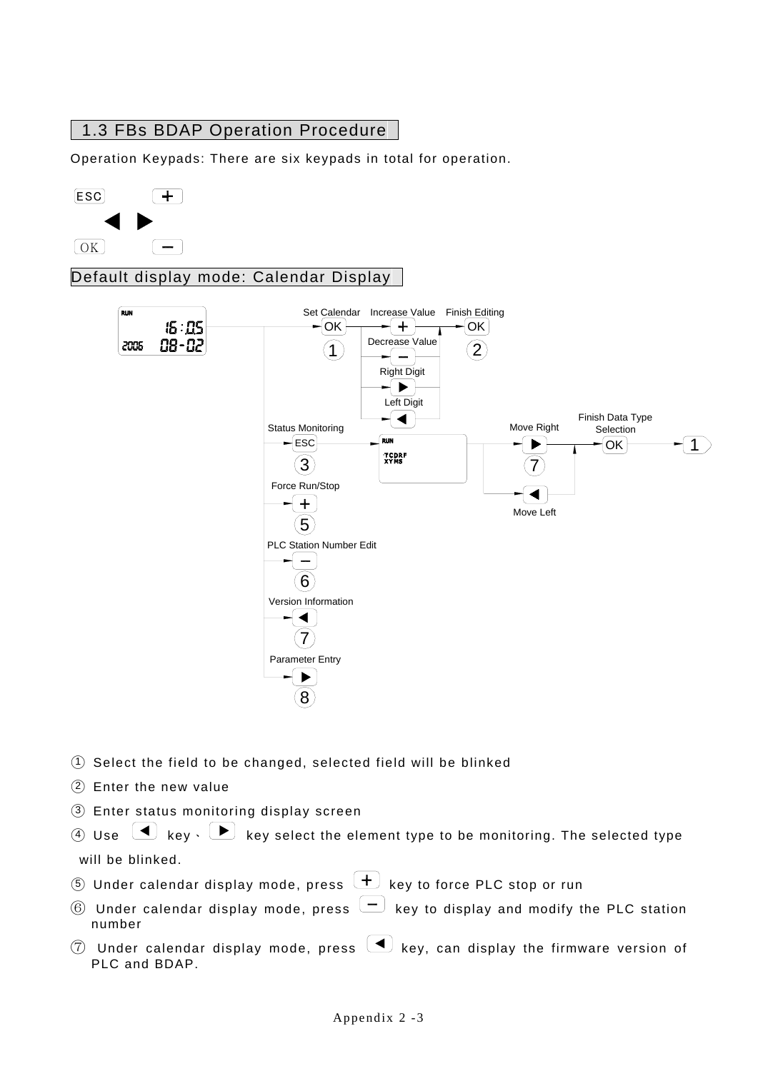## 1.3 FBs BDAP Operation Procedure

Operation Keypads: There are six keypads in total for operation.

ESC　　+

◀ ▶

OK　　−

### Default display mode: Calendar Display

RUN 16:05
2006 08-02

Set Calendar → OK ① → Increase Value + / Decrease Value − / Right Digit ▶ / Left Digit ◀ → Finish Editing OK ②

Status Monitoring → ESC ③ → RUN TCDRF XYMS → Move Right ▶ ⑦ / Move Left ◀ → Finish Data Type Selection OK → 1

Force Run/Stop → + ⑤

PLC Station Number Edit → − ⑥

Version Information → ◀ ⑦

Parameter Entry → ▶ ⑧

① Select the field to be changed, selected field will be blinked

② Enter the new value

③ Enter status monitoring display screen

④ Use ◀ key、▶ key select the element type to be monitoring. The selected type will be blinked.

⑤ Under calendar display mode, press + key to force PLC stop or run

⑥ Under calendar display mode, press − key to display and modify the PLC station number

⑦ Under calendar display mode, press ◀ key, can display the firmware version of PLC and BDAP.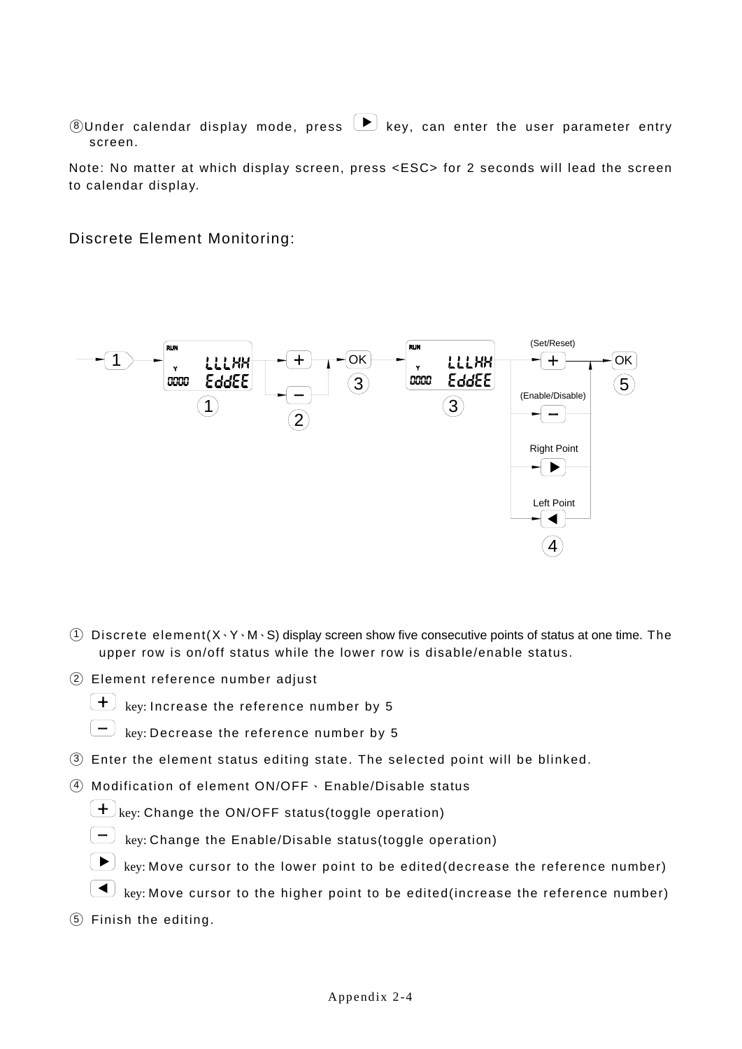⑧Under calendar display mode, press ▶ key, can enter the user parameter entry screen.

Note: No matter at which display screen, press <ESC> for 2 seconds will lead the screen to calendar display.

## Discrete Element Monitoring:

① Discrete element(X、Y、M、S) display screen show five consecutive points of status at one time. The upper row is on/off status while the lower row is disable/enable status.

② Element reference number adjust

+ key: Increase the reference number by 5

− key: Decrease the reference number by 5

③ Enter the element status editing state. The selected point will be blinked.

④ Modification of element ON/OFF、Enable/Disable status

+ key: Change the ON/OFF status(toggle operation)

− key: Change the Enable/Disable status(toggle operation)

▶ key: Move cursor to the lower point to be edited(decrease the reference number)

◀ key: Move cursor to the higher point to be edited(increase the reference number)

⑤ Finish the editing.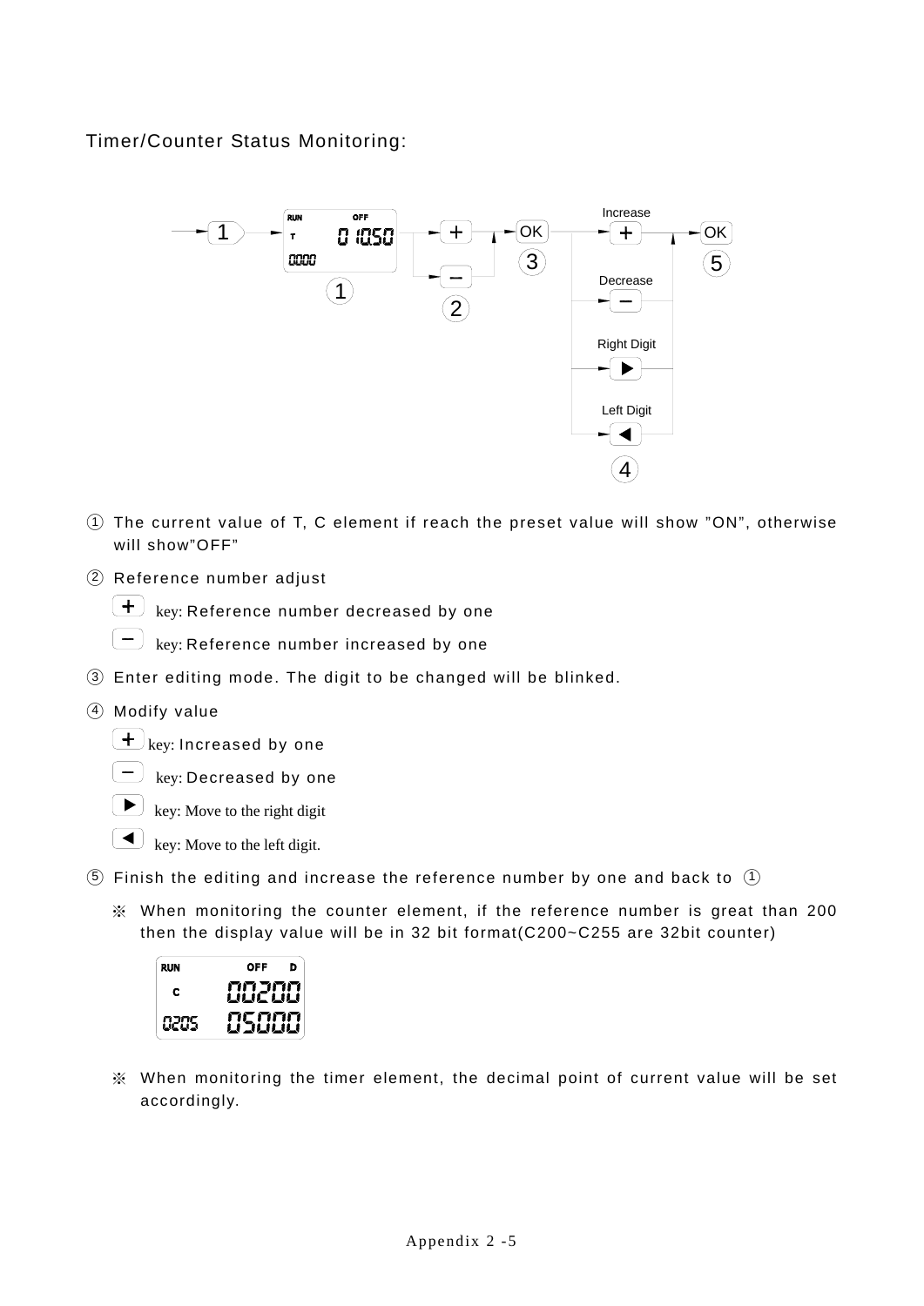Timer/Counter Status Monitoring:

① The current value of T, C element if reach the preset value will show "ON", otherwise will show"OFF"

② Reference number adjust

+ key: Reference number decreased by one

– key: Reference number increased by one

③ Enter editing mode. The digit to be changed will be blinked.

④ Modify value

+ key: Increased by one

– key: Decreased by one

▶ key: Move to the right digit

◀ key: Move to the left digit.

⑤ Finish the editing and increase the reference number by one and back to ①

※ When monitoring the counter element, if the reference number is great than 200 then the display value will be in 32 bit format(C200~C255 are 32bit counter)

※ When monitoring the timer element, the decimal point of current value will be set accordingly.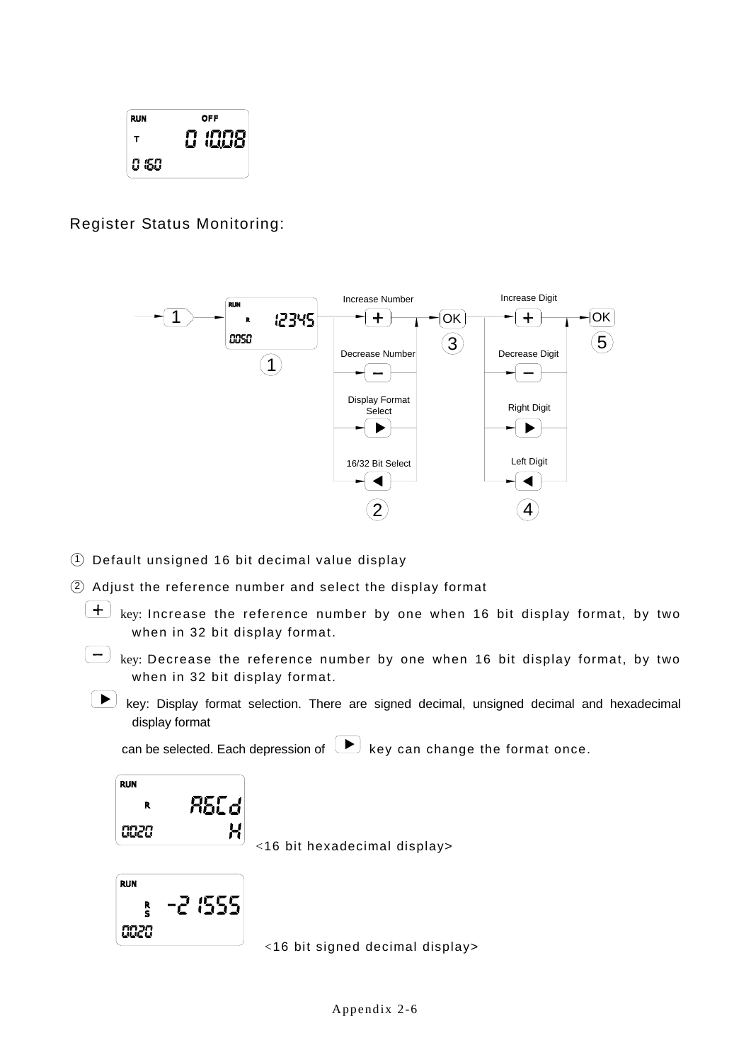Register Status Monitoring:

① Default unsigned 16 bit decimal value display

② Adjust the reference number and select the display format

[+] key: Increase the reference number by one when 16 bit display format, by two when in 32 bit display format.

[–] key: Decrease the reference number by one when 16 bit display format, by two when in 32 bit display format.

[▶] key: Display format selection. There are signed decimal, unsigned decimal and hexadecimal display format can be selected. Each depression of [▶] key can change the format once.

<16 bit hexadecimal display>

<16 bit signed decimal display>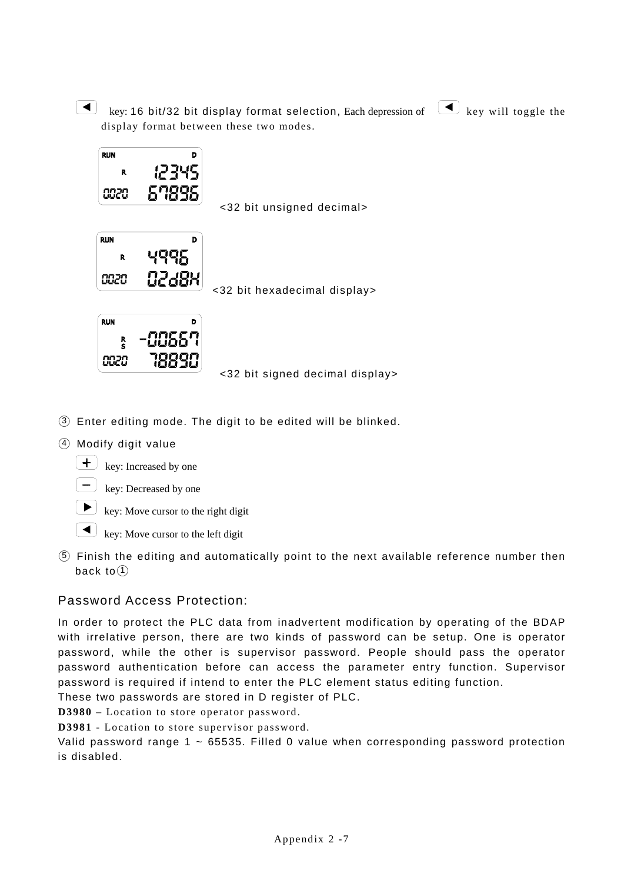◄ key: 16 bit/32 bit display format selection, Each depression of ◄ key will toggle the display format between these two modes.

RUN D
R 12345
0020 67896

<32 bit unsigned decimal>

RUN D
R 4996
0020 02d8H

<32 bit hexadecimal display>

RUN D
R S -00667
0020 78890

<32 bit signed decimal display>

③ Enter editing mode. The digit to be edited will be blinked.

④ Modify digit value

- + key: Increased by one
- − key: Decreased by one
- ► key: Move cursor to the right digit
- ◄ key: Move cursor to the left digit

⑤ Finish the editing and automatically point to the next available reference number then back to①

## Password Access Protection:

In order to protect the PLC data from inadvertent modification by operating of the BDAP with irrelative person, there are two kinds of password can be setup. One is operator password, while the other is supervisor password. People should pass the operator password authentication before can access the parameter entry function. Supervisor password is required if intend to enter the PLC element status editing function.

These two passwords are stored in D register of PLC.

**D3980** – Location to store operator password.

**D3981** - Location to store supervisor password.

Valid password range 1 ~ 65535. Filled 0 value when corresponding password protection is disabled.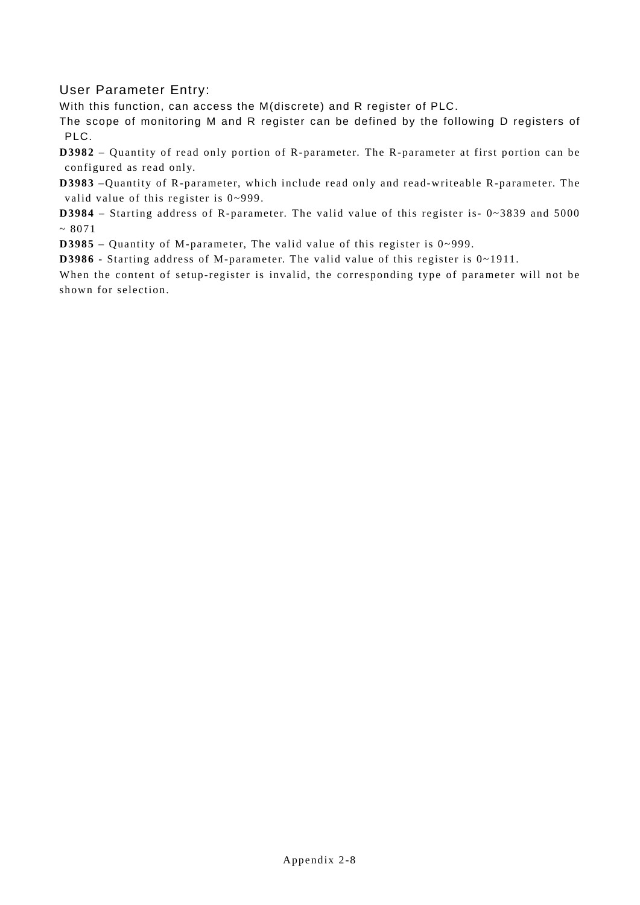## User Parameter Entry:

With this function, can access the M(discrete) and R register of PLC.

The scope of monitoring M and R register can be defined by the following D registers of PLC.

**D3982** – Quantity of read only portion of R-parameter. The R-parameter at first portion can be configured as read only.

**D3983** –Quantity of R-parameter, which include read only and read-writeable R-parameter. The valid value of this register is 0~999.

**D3984** – Starting address of R-parameter. The valid value of this register is- 0~3839 and 5000 ~ 8071

**D3985** – Quantity of M-parameter, The valid value of this register is 0~999.

**D3986** - Starting address of M-parameter. The valid value of this register is 0~1911.

When the content of setup-register is invalid, the corresponding type of parameter will not be shown for selection.